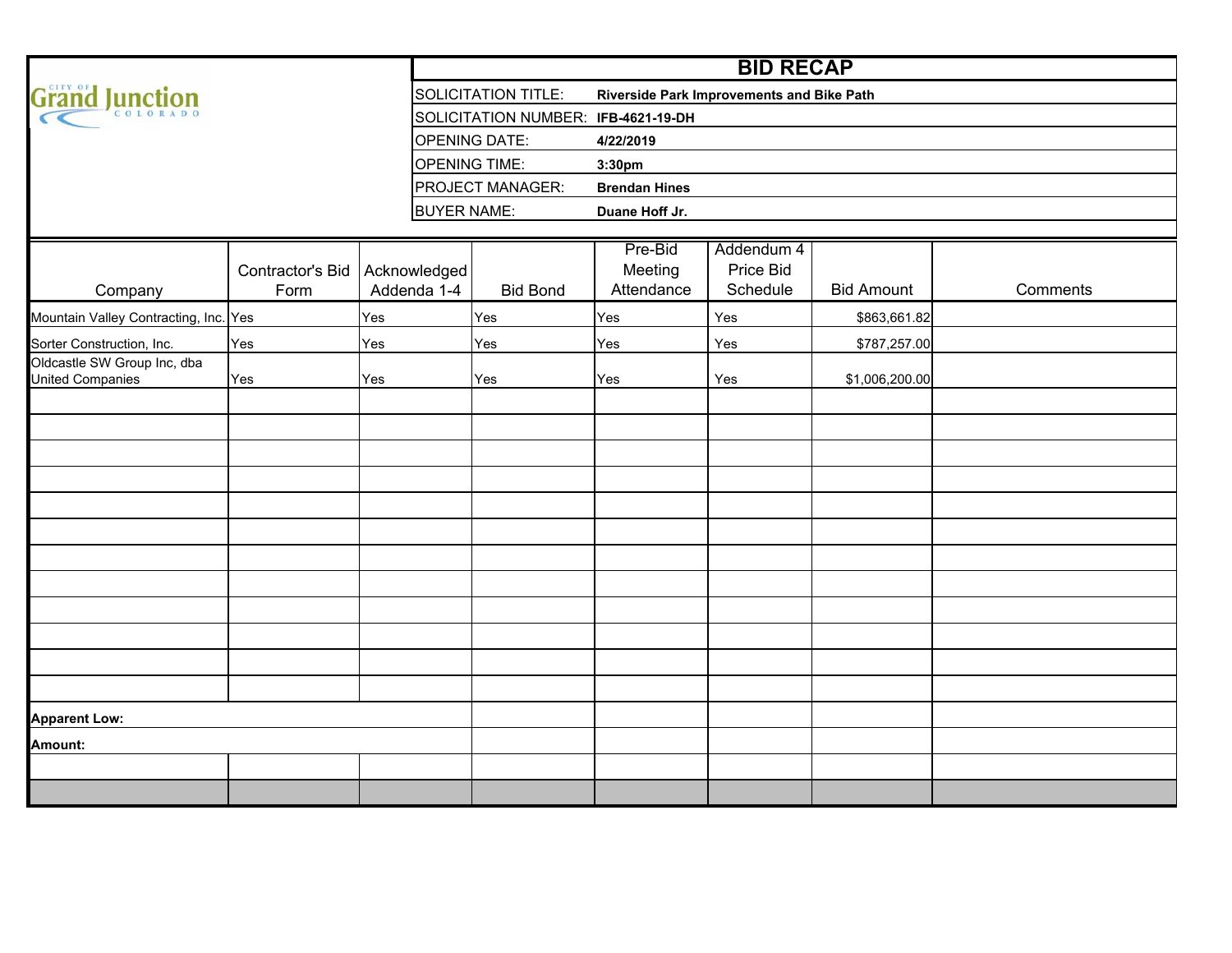City of Grand Junction Colorado

# BID RECAP

| | |
|---|---|
| SOLICITATION TITLE: | **Riverside Park Improvements and Bike Path** |
| SOLICITATION NUMBER: | **IFB-4621-19-DH** |
| OPENING DATE: | **4/22/2019** |
| OPENING TIME: | **3:30pm** |
| PROJECT MANAGER: | **Brendan Hines** |
| BUYER NAME: | **Duane Hoff Jr.** |

| Company | Contractor's Bid Form | Acknowledged Addenda 1-4 | Bid Bond | Pre-Bid Meeting Attendance | Addendum 4 Price Bid Schedule | Bid Amount | Comments |
|---|---|---|---|---|---|---|---|
| Mountain Valley Contracting, Inc. | Yes | Yes | Yes | Yes | Yes | $863,661.82 | |
| Sorter Construction, Inc. | Yes | Yes | Yes | Yes | Yes | $787,257.00 | |
| Oldcastle SW Group Inc, dba United Companies | Yes | Yes | Yes | Yes | Yes | $1,006,200.00 | |

**Apparent Low:**

**Amount:**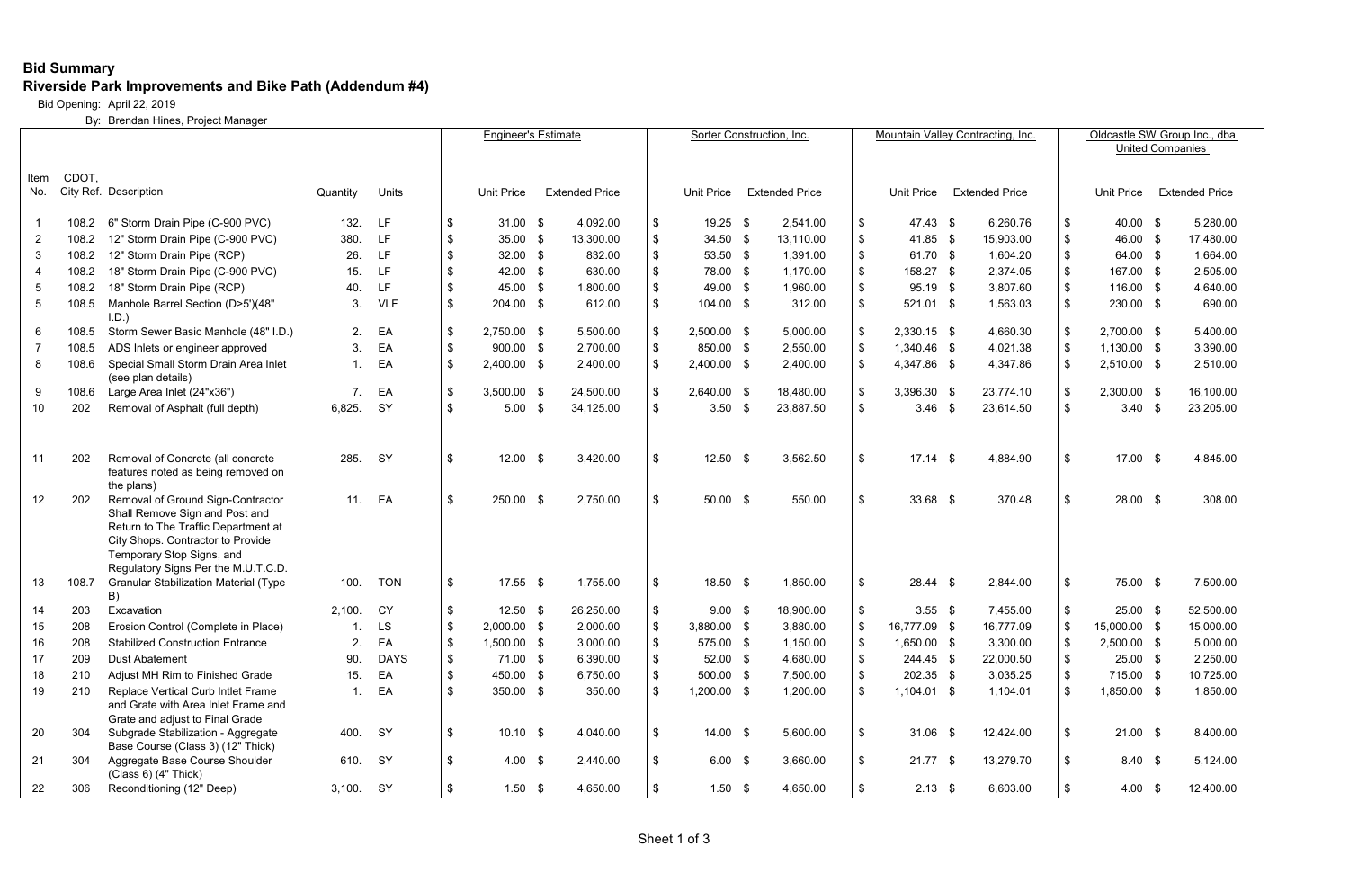**Bid Summary**
**Riverside Park Improvements and Bike Path (Addendum #4)**

Bid Opening: April 22, 2019

By: Brendan Hines, Project Manager

| Item No. | CDOT, City Ref. | Description | Quantity | Units | Engineer's Estimate | | Sorter Construction, Inc. | | Mountain Valley Contracting, Inc. | | Oldcastle SW Group Inc., dba United Companies | |
|---|---|---|---|---|---|---|---|---|---|---|---|---|
| | | | | | Unit Price | Extended Price | Unit Price | Extended Price | Unit Price | Extended Price | Unit Price | Extended Price |
| 1 | 108.2 | 6" Storm Drain Pipe (C-900 PVC) | 132. | LF | $ 31.00 | $ 4,092.00 | $ 19.25 | $ 2,541.00 | $ 47.43 | $ 6,260.76 | $ 40.00 | $ 5,280.00 |
| 2 | 108.2 | 12" Storm Drain Pipe (C-900 PVC) | 380. | LF | $ 35.00 | $ 13,300.00 | $ 34.50 | $ 13,110.00 | $ 41.85 | $ 15,903.00 | $ 46.00 | $ 17,480.00 |
| 3 | 108.2 | 12" Storm Drain Pipe (RCP) | 26. | LF | $ 32.00 | $ 832.00 | $ 53.50 | $ 1,391.00 | $ 61.70 | $ 1,604.20 | $ 64.00 | $ 1,664.00 |
| 4 | 108.2 | 18" Storm Drain Pipe (C-900 PVC) | 15. | LF | $ 42.00 | $ 630.00 | $ 78.00 | $ 1,170.00 | $ 158.27 | $ 2,374.05 | $ 167.00 | $ 2,505.00 |
| 5 | 108.2 | 18" Storm Drain Pipe (RCP) | 40. | LF | $ 45.00 | $ 1,800.00 | $ 49.00 | $ 1,960.00 | $ 95.19 | $ 3,807.60 | $ 116.00 | $ 4,640.00 |
| 5 | 108.5 | Manhole Barrel Section (D>5')(48" I.D.) | 3. | VLF | $ 204.00 | $ 612.00 | $ 104.00 | $ 312.00 | $ 521.01 | $ 1,563.03 | $ 230.00 | $ 690.00 |
| 6 | 108.5 | Storm Sewer Basic Manhole (48" I.D.) | 2. | EA | $ 2,750.00 | $ 5,500.00 | $ 2,500.00 | $ 5,000.00 | $ 2,330.15 | $ 4,660.30 | $ 2,700.00 | $ 5,400.00 |
| 7 | 108.5 | ADS Inlets or engineer approved | 3. | EA | $ 900.00 | $ 2,700.00 | $ 850.00 | $ 2,550.00 | $ 1,340.46 | $ 4,021.38 | $ 1,130.00 | $ 3,390.00 |
| 8 | 108.6 | Special Small Storm Drain Area Inlet (see plan details) | 1. | EA | $ 2,400.00 | $ 2,400.00 | $ 2,400.00 | $ 2,400.00 | $ 4,347.86 | $ 4,347.86 | $ 2,510.00 | $ 2,510.00 |
| 9 | 108.6 | Large Area Inlet (24"x36") | 7. | EA | $ 3,500.00 | $ 24,500.00 | $ 2,640.00 | $ 18,480.00 | $ 3,396.30 | $ 23,774.10 | $ 2,300.00 | $ 16,100.00 |
| 10 | 202 | Removal of Asphalt (full depth) | 6,825. | SY | $ 5.00 | $ 34,125.00 | $ 3.50 | $ 23,887.50 | $ 3.46 | $ 23,614.50 | $ 3.40 | $ 23,205.00 |
| 11 | 202 | Removal of Concrete (all concrete features noted as being removed on the plans) | 285. | SY | $ 12.00 | $ 3,420.00 | $ 12.50 | $ 3,562.50 | $ 17.14 | $ 4,884.90 | $ 17.00 | $ 4,845.00 |
| 12 | 202 | Removal of Ground Sign-Contractor Shall Remove Sign and Post and Return to The Traffic Department at City Shops. Contractor to Provide Temporary Stop Signs, and Regulatory Signs Per the M.U.T.C.D. | 11. | EA | $ 250.00 | $ 2,750.00 | $ 50.00 | $ 550.00 | $ 33.68 | $ 370.48 | $ 28.00 | $ 308.00 |
| 13 | 108.7 | Granular Stabilization Material (Type B) | 100. | TON | $ 17.55 | $ 1,755.00 | $ 18.50 | $ 1,850.00 | $ 28.44 | $ 2,844.00 | $ 75.00 | $ 7,500.00 |
| 14 | 203 | Excavation | 2,100. | CY | $ 12.50 | $ 26,250.00 | $ 9.00 | $ 18,900.00 | $ 3.55 | $ 7,455.00 | $ 25.00 | $ 52,500.00 |
| 15 | 208 | Erosion Control (Complete in Place) | 1. | LS | $ 2,000.00 | $ 2,000.00 | $ 3,880.00 | $ 3,880.00 | $ 16,777.09 | $ 16,777.09 | $ 15,000.00 | $ 15,000.00 |
| 16 | 208 | Stabilized Construction Entrance | 2. | EA | $ 1,500.00 | $ 3,000.00 | $ 575.00 | $ 1,150.00 | $ 1,650.00 | $ 3,300.00 | $ 2,500.00 | $ 5,000.00 |
| 17 | 209 | Dust Abatement | 90. | DAYS | $ 71.00 | $ 6,390.00 | $ 52.00 | $ 4,680.00 | $ 244.45 | $ 22,000.50 | $ 25.00 | $ 2,250.00 |
| 18 | 210 | Adjust MH Rim to Finished Grade | 15. | EA | $ 450.00 | $ 6,750.00 | $ 500.00 | $ 7,500.00 | $ 202.35 | $ 3,035.25 | $ 715.00 | $ 10,725.00 |
| 19 | 210 | Replace Vertical Curb Intlet Frame and Grate with Area Inlet Frame and Grate and adjust to Final Grade | 1. | EA | $ 350.00 | $ 350.00 | $ 1,200.00 | $ 1,200.00 | $ 1,104.01 | $ 1,104.01 | $ 1,850.00 | $ 1,850.00 |
| 20 | 304 | Subgrade Stabilization - Aggregate Base Course (Class 3) (12" Thick) | 400. | SY | $ 10.10 | $ 4,040.00 | $ 14.00 | $ 5,600.00 | $ 31.06 | $ 12,424.00 | $ 21.00 | $ 8,400.00 |
| 21 | 304 | Aggregate Base Course Shoulder (Class 6) (4" Thick) | 610. | SY | $ 4.00 | $ 2,440.00 | $ 6.00 | $ 3,660.00 | $ 21.77 | $ 13,279.70 | $ 8.40 | $ 5,124.00 |
| 22 | 306 | Reconditioning (12" Deep) | 3,100. | SY | $ 1.50 | $ 4,650.00 | $ 1.50 | $ 4,650.00 | $ 2.13 | $ 6,603.00 | $ 4.00 | $ 12,400.00 |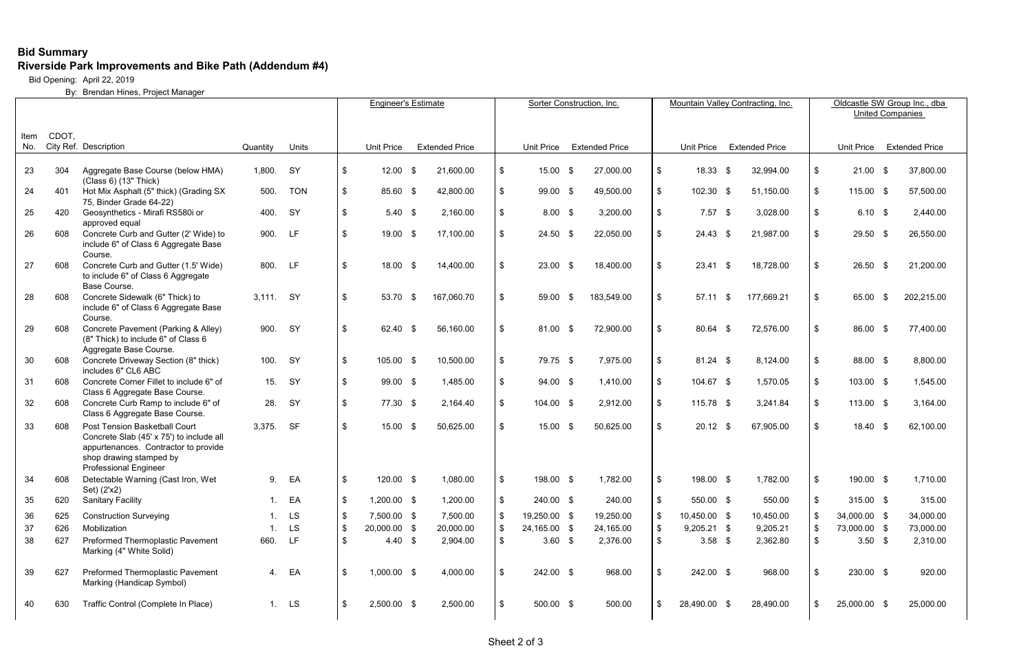**Bid Summary**

**Riverside Park Improvements and Bike Path (Addendum #4)**

Bid Opening: April 22, 2019

By: Brendan Hines, Project Manager

| Item No. | CDOT, City Ref. | Description | Quantity | Units | Engineer's Estimate | | Sorter Construction, Inc. | | Mountain Valley Contracting, Inc. | | Oldcastle SW Group Inc., dba United Companies | |
|---|---|---|---|---|---|---|---|---|---|---|---|---|
| | | | | | Unit Price | Extended Price | Unit Price | Extended Price | Unit Price | Extended Price | Unit Price | Extended Price |
| 23 | 304 | Aggregate Base Course (below HMA) (Class 6) (13" Thick) | 1,800. | SY | $ 12.00 | $ 21,600.00 | $ 15.00 | $ 27,000.00 | $ 18.33 | $ 32,994.00 | $ 21.00 | $ 37,800.00 |
| 24 | 401 | Hot Mix Asphalt (5" thick) (Grading SX 75, Binder Grade 64-22) | 500. | TON | $ 85.60 | $ 42,800.00 | $ 99.00 | $ 49,500.00 | $ 102.30 | $ 51,150.00 | $ 115.00 | $ 57,500.00 |
| 25 | 420 | Geosynthetics - Mirafi RS580i or approved equal | 400. | SY | $ 5.40 | $ 2,160.00 | $ 8.00 | $ 3,200.00 | $ 7.57 | $ 3,028.00 | $ 6.10 | $ 2,440.00 |
| 26 | 608 | Concrete Curb and Gutter (2' Wide) to include 6" of Class 6 Aggregate Base Course. | 900. | LF | $ 19.00 | $ 17,100.00 | $ 24.50 | $ 22,050.00 | $ 24.43 | $ 21,987.00 | $ 29.50 | $ 26,550.00 |
| 27 | 608 | Concrete Curb and Gutter (1.5' Wide) to include 6" of Class 6 Aggregate Base Course. | 800. | LF | $ 18.00 | $ 14,400.00 | $ 23.00 | $ 18,400.00 | $ 23.41 | $ 18,728.00 | $ 26.50 | $ 21,200.00 |
| 28 | 608 | Concrete Sidewalk (6" Thick) to include 6" of Class 6 Aggregate Base Course. | 3,111. | SY | $ 53.70 | $ 167,060.70 | $ 59.00 | $ 183,549.00 | $ 57.11 | $ 177,669.21 | $ 65.00 | $ 202,215.00 |
| 29 | 608 | Concrete Pavement (Parking & Alley) (8" Thick) to include 6" of Class 6 Aggregate Base Course. | 900. | SY | $ 62.40 | $ 56,160.00 | $ 81.00 | $ 72,900.00 | $ 80.64 | $ 72,576.00 | $ 86.00 | $ 77,400.00 |
| 30 | 608 | Concrete Driveway Section (8" thick) includes 6" CL6 ABC | 100. | SY | $ 105.00 | $ 10,500.00 | $ 79.75 | $ 7,975.00 | $ 81.24 | $ 8,124.00 | $ 88.00 | $ 8,800.00 |
| 31 | 608 | Concrete Corner Fillet to include 6" of Class 6 Aggregate Base Course. | 15. | SY | $ 99.00 | $ 1,485.00 | $ 94.00 | $ 1,410.00 | $ 104.67 | $ 1,570.05 | $ 103.00 | $ 1,545.00 |
| 32 | 608 | Concrete Curb Ramp to include 6" of Class 6 Aggregate Base Course. | 28. | SY | $ 77.30 | $ 2,164.40 | $ 104.00 | $ 2,912.00 | $ 115.78 | $ 3,241.84 | $ 113.00 | $ 3,164.00 |
| 33 | 608 | Post Tension Basketball Court Concrete Slab (45' x 75') to include all appurtenances. Contractor to provide shop drawing stamped by Professional Engineer | 3,375. | SF | $ 15.00 | $ 50,625.00 | $ 15.00 | $ 50,625.00 | $ 20.12 | $ 67,905.00 | $ 18.40 | $ 62,100.00 |
| 34 | 608 | Detectable Warning (Cast Iron, Wet Set) (2'x2) | 9. | EA | $ 120.00 | $ 1,080.00 | $ 198.00 | $ 1,782.00 | $ 198.00 | $ 1,782.00 | $ 190.00 | $ 1,710.00 |
| 35 | 620 | Sanitary Facility | 1. | EA | $ 1,200.00 | $ 1,200.00 | $ 240.00 | $ 240.00 | $ 550.00 | $ 550.00 | $ 315.00 | $ 315.00 |
| 36 | 625 | Construction Surveying | 1. | LS | $ 7,500.00 | $ 7,500.00 | $ 19,250.00 | $ 19,250.00 | $ 10,450.00 | $ 10,450.00 | $ 34,000.00 | $ 34,000.00 |
| 37 | 626 | Mobilization | 1. | LS | $ 20,000.00 | $ 20,000.00 | $ 24,165.00 | $ 24,165.00 | $ 9,205.21 | $ 9,205.21 | $ 73,000.00 | $ 73,000.00 |
| 38 | 627 | Preformed Thermoplastic Pavement Marking (4" White Solid) | 660. | LF | $ 4.40 | $ 2,904.00 | $ 3.60 | $ 2,376.00 | $ 3.58 | $ 2,362.80 | $ 3.50 | $ 2,310.00 |
| 39 | 627 | Preformed Thermoplastic Pavement Marking (Handicap Symbol) | 4. | EA | $ 1,000.00 | $ 4,000.00 | $ 242.00 | $ 968.00 | $ 242.00 | $ 968.00 | $ 230.00 | $ 920.00 |
| 40 | 630 | Traffic Control (Complete In Place) | 1. | LS | $ 2,500.00 | $ 2,500.00 | $ 500.00 | $ 500.00 | $ 28,490.00 | $ 28,490.00 | $ 25,000.00 | $ 25,000.00 |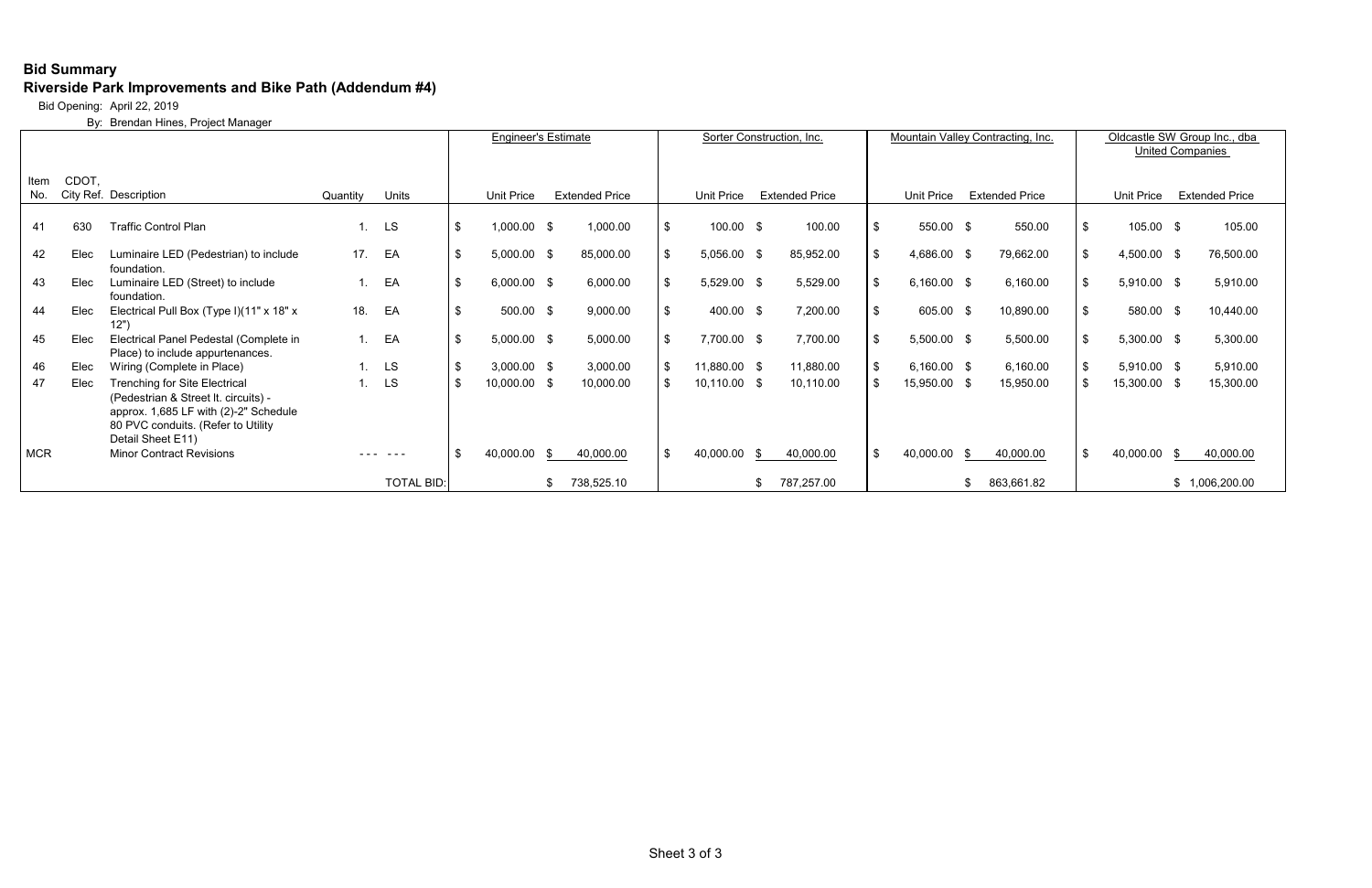**Bid Summary**

**Riverside Park Improvements and Bike Path (Addendum #4)**

Bid Opening: April 22, 2019

By: Brendan Hines, Project Manager

| | | | | | Engineer's Estimate | | Sorter Construction, Inc. | | Mountain Valley Contracting, Inc. | | Oldcastle SW Group Inc., dba United Companies | |
|---|---|---|---|---|---|---|---|---|---|---|---|---|
| Item No. | CDOT, City Ref. | Description | Quantity | Units | Unit Price | Extended Price | Unit Price | Extended Price | Unit Price | Extended Price | Unit Price | Extended Price |
| 41 | 630 | Traffic Control Plan | 1. | LS | $ 1,000.00 | $ 1,000.00 | $ 100.00 | $ 100.00 | $ 550.00 | $ 550.00 | $ 105.00 | $ 105.00 |
| 42 | Elec | Luminaire LED (Pedestrian) to include foundation. | 17. | EA | $ 5,000.00 | $ 85,000.00 | $ 5,056.00 | $ 85,952.00 | $ 4,686.00 | $ 79,662.00 | $ 4,500.00 | $ 76,500.00 |
| 43 | Elec | Luminaire LED (Street) to include foundation. | 1. | EA | $ 6,000.00 | $ 6,000.00 | $ 5,529.00 | $ 5,529.00 | $ 6,160.00 | $ 6,160.00 | $ 5,910.00 | $ 5,910.00 |
| 44 | Elec | Electrical Pull Box (Type I)(11" x 18" x 12") | 18. | EA | $ 500.00 | $ 9,000.00 | $ 400.00 | $ 7,200.00 | $ 605.00 | $ 10,890.00 | $ 580.00 | $ 10,440.00 |
| 45 | Elec | Electrical Panel Pedestal (Complete in Place) to include appurtenances. | 1. | EA | $ 5,000.00 | $ 5,000.00 | $ 7,700.00 | $ 7,700.00 | $ 5,500.00 | $ 5,500.00 | $ 5,300.00 | $ 5,300.00 |
| 46 | Elec | Wiring (Complete in Place) | 1. | LS | $ 3,000.00 | $ 3,000.00 | $ 11,880.00 | $ 11,880.00 | $ 6,160.00 | $ 6,160.00 | $ 5,910.00 | $ 5,910.00 |
| 47 | Elec | Trenching for Site Electrical (Pedestrian & Street lt. circuits) - approx. 1,685 LF with (2)-2" Schedule 80 PVC conduits. (Refer to Utility Detail Sheet E11) | 1. | LS | $ 10,000.00 | $ 10,000.00 | $ 10,110.00 | $ 10,110.00 | $ 15,950.00 | $ 15,950.00 | $ 15,300.00 | $ 15,300.00 |
| MCR | | Minor Contract Revisions | --- | --- | $ 40,000.00 | $ 40,000.00 | $ 40,000.00 | $ 40,000.00 | $ 40,000.00 | $ 40,000.00 | $ 40,000.00 | $ 40,000.00 |
| | | | | TOTAL BID: | | $ 738,525.10 | | $ 787,257.00 | | $ 863,661.82 | | $ 1,006,200.00 |